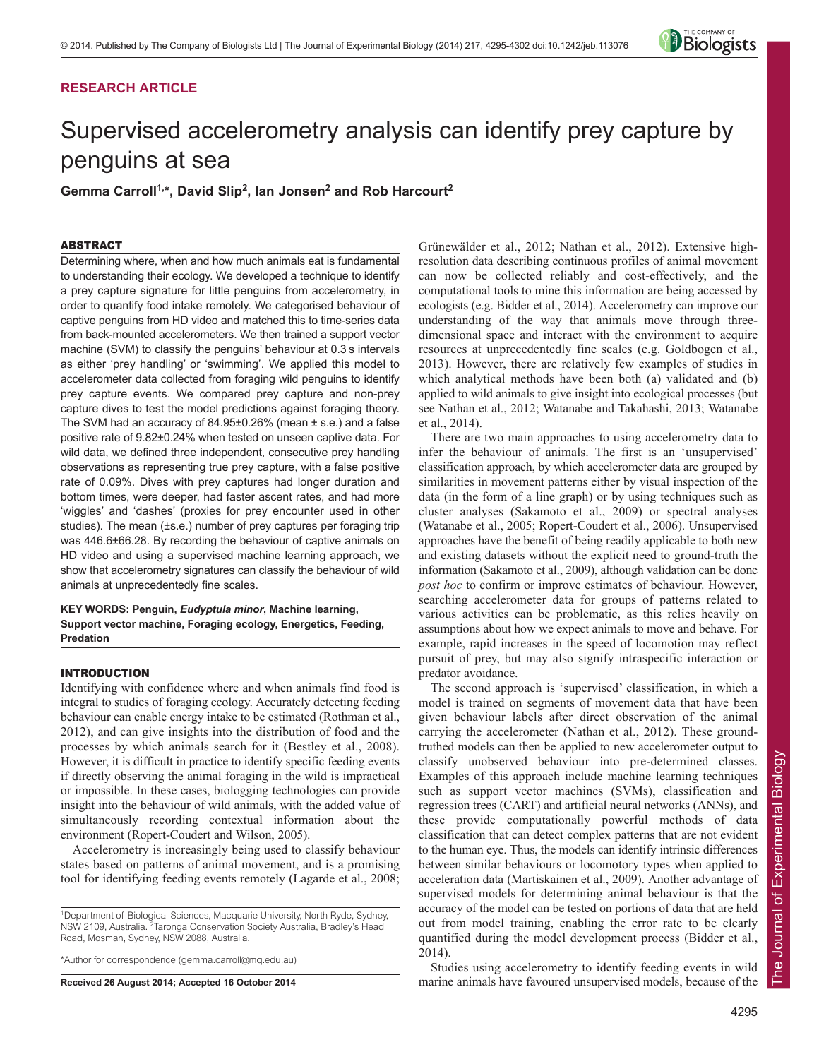RESEARCH ARTICLE

# Supervised accelerometry analysis can identify prey capture by penguins at sea

**Gemma Carroll[1,*], David Slip[2], Ian Jonsen[2] and Rob Harcourt[2]**

## ABSTRACT

Determining where, when and how much animals eat is fundamental to understanding their ecology. We developed a technique to identify a prey capture signature for little penguins from accelerometry, in order to quantify food intake remotely. We categorised behaviour of captive penguins from HD video and matched this to time-series data from back-mounted accelerometers. We then trained a support vector machine (SVM) to classify the penguins' behaviour at 0.3 s intervals as either 'prey handling' or 'swimming'. We applied this model to accelerometer data collected from foraging wild penguins to identify prey capture events. We compared prey capture and non-prey capture dives to test the model predictions against foraging theory. The SVM had an accuracy of 84.95±0.26% (mean ± s.e.) and a false positive rate of 9.82±0.24% when tested on unseen captive data. For wild data, we defined three independent, consecutive prey handling observations as representing true prey capture, with a false positive rate of 0.09%. Dives with prey captures had longer duration and bottom times, were deeper, had faster ascent rates, and had more 'wiggles' and 'dashes' (proxies for prey encounter used in other studies). The mean (±s.e.) number of prey captures per foraging trip was 446.6±66.28. By recording the behaviour of captive animals on HD video and using a supervised machine learning approach, we show that accelerometry signatures can classify the behaviour of wild animals at unprecedentedly fine scales.

**KEY WORDS: Penguin, *Eudyptula minor*, Machine learning, Support vector machine, Foraging ecology, Energetics, Feeding, Predation**

## INTRODUCTION

Identifying with confidence where and when animals find food is integral to studies of foraging ecology. Accurately detecting feeding behaviour can enable energy intake to be estimated (Rothman et al., 2012), and can give insights into the distribution of food and the processes by which animals search for it (Bestley et al., 2008). However, it is difficult in practice to identify specific feeding events if directly observing the animal foraging in the wild is impractical or impossible. In these cases, biologging technologies can provide insight into the behaviour of wild animals, with the added value of simultaneously recording contextual information about the environment (Ropert-Coudert and Wilson, 2005).

Accelerometry is increasingly being used to classify behaviour states based on patterns of animal movement, and is a promising tool for identifying feeding events remotely (Lagarde et al., 2008; Grünewälder et al., 2012; Nathan et al., 2012). Extensive high-resolution data describing continuous profiles of animal movement can now be collected reliably and cost-effectively, and the computational tools to mine this information are being accessed by ecologists (e.g. Bidder et al., 2014). Accelerometry can improve our understanding of the way that animals move through three-dimensional space and interact with the environment to acquire resources at unprecedentedly fine scales (e.g. Goldbogen et al., 2013). However, there are relatively few examples of studies in which analytical methods have been both (a) validated and (b) applied to wild animals to give insight into ecological processes (but see Nathan et al., 2012; Watanabe and Takahashi, 2013; Watanabe et al., 2014).

There are two main approaches to using accelerometry data to infer the behaviour of animals. The first is an 'unsupervised' classification approach, by which accelerometer data are grouped by similarities in movement patterns either by visual inspection of the data (in the form of a line graph) or by using techniques such as cluster analyses (Sakamoto et al., 2009) or spectral analyses (Watanabe et al., 2005; Ropert-Coudert et al., 2006). Unsupervised approaches have the benefit of being readily applicable to both new and existing datasets without the explicit need to ground-truth the information (Sakamoto et al., 2009), although validation can be done *post hoc* to confirm or improve estimates of behaviour. However, searching accelerometer data for groups of patterns related to various activities can be problematic, as this relies heavily on assumptions about how we expect animals to move and behave. For example, rapid increases in the speed of locomotion may reflect pursuit of prey, but may also signify intraspecific interaction or predator avoidance.

The second approach is 'supervised' classification, in which a model is trained on segments of movement data that have been given behaviour labels after direct observation of the animal carrying the accelerometer (Nathan et al., 2012). These ground-truthed models can then be applied to new accelerometer output to classify unobserved behaviour into pre-determined classes. Examples of this approach include machine learning techniques such as support vector machines (SVMs), classification and regression trees (CART) and artificial neural networks (ANNs), and these provide computationally powerful methods of data classification that can detect complex patterns that are not evident to the human eye. Thus, the models can identify intrinsic differences between similar behaviours or locomotory types when applied to acceleration data (Martiskainen et al., 2009). Another advantage of supervised models for determining animal behaviour is that the accuracy of the model can be tested on portions of data that are held out from model training, enabling the error rate to be clearly quantified during the model development process (Bidder et al., 2014).

Studies using accelerometry to identify feeding events in wild marine animals have favoured unsupervised models, because of the

[1]Department of Biological Sciences, Macquarie University, North Ryde, Sydney, NSW 2109, Australia. [2]Taronga Conservation Society Australia, Bradley's Head Road, Mosman, Sydney, NSW 2088, Australia.

*Author for correspondence (gemma.carroll@mq.edu.au)

**Received 26 August 2014; Accepted 16 October 2014**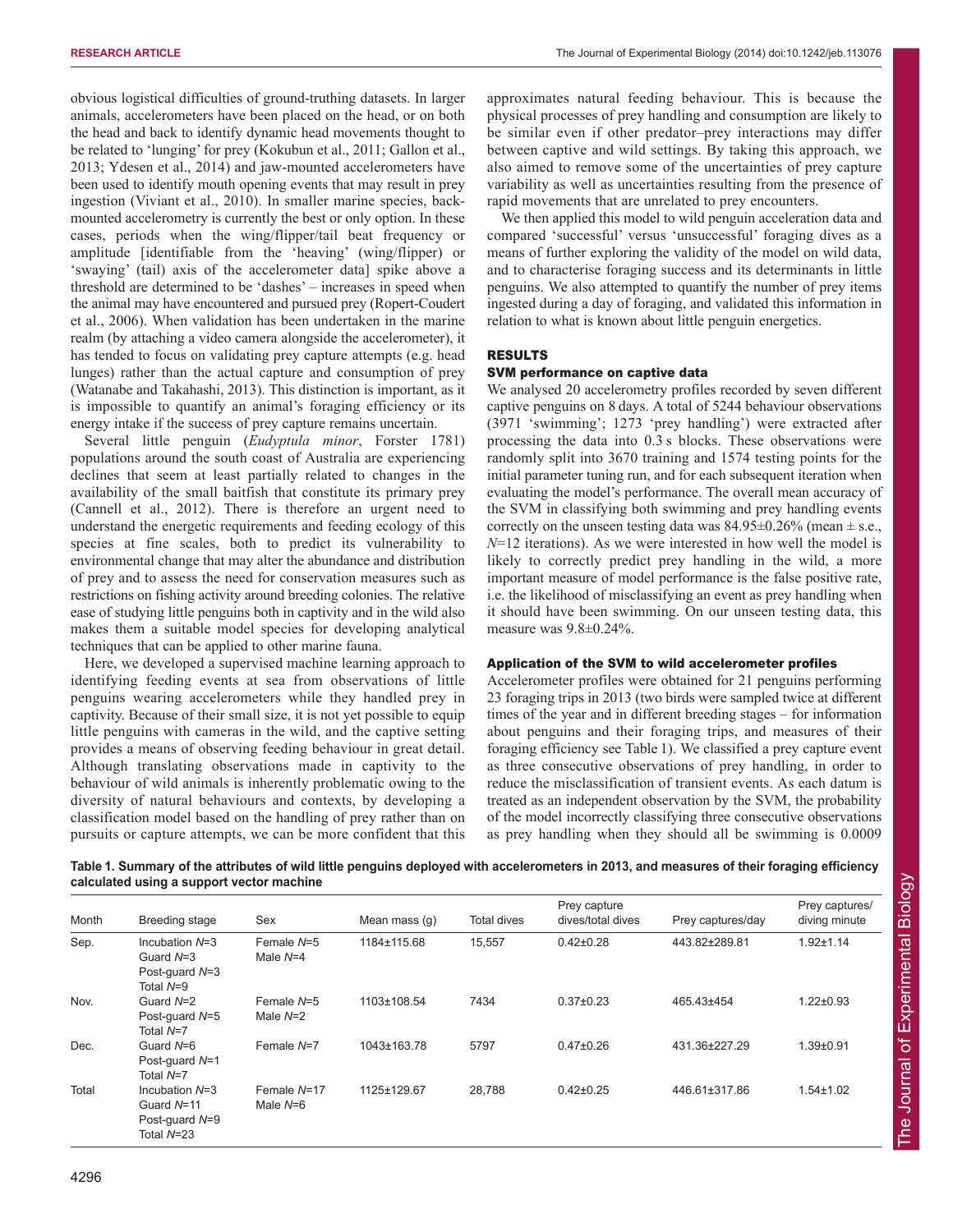obvious logistical difficulties of ground-truthing datasets. In larger animals, accelerometers have been placed on the head, or on both the head and back to identify dynamic head movements thought to be related to 'lunging' for prey (Kokubun et al., 2011; Gallon et al., 2013; Ydesen et al., 2014) and jaw-mounted accelerometers have been used to identify mouth opening events that may result in prey ingestion (Viviant et al., 2010). In smaller marine species, back-mounted accelerometry is currently the best or only option. In these cases, periods when the wing/flipper/tail beat frequency or amplitude [identifiable from the 'heaving' (wing/flipper) or 'swaying' (tail) axis of the accelerometer data] spike above a threshold are determined to be 'dashes' – increases in speed when the animal may have encountered and pursued prey (Ropert-Coudert et al., 2006). When validation has been undertaken in the marine realm (by attaching a video camera alongside the accelerometer), it has tended to focus on validating prey capture attempts (e.g. head lunges) rather than the actual capture and consumption of prey (Watanabe and Takahashi, 2013). This distinction is important, as it is impossible to quantify an animal's foraging efficiency or its energy intake if the success of prey capture remains uncertain.

Several little penguin (*Eudyptula minor*, Forster 1781) populations around the south coast of Australia are experiencing declines that seem at least partially related to changes in the availability of the small baitfish that constitute its primary prey (Cannell et al., 2012). There is therefore an urgent need to understand the energetic requirements and feeding ecology of this species at fine scales, both to predict its vulnerability to environmental change that may alter the abundance and distribution of prey and to assess the need for conservation measures such as restrictions on fishing activity around breeding colonies. The relative ease of studying little penguins both in captivity and in the wild also makes them a suitable model species for developing analytical techniques that can be applied to other marine fauna.

Here, we developed a supervised machine learning approach to identifying feeding events at sea from observations of little penguins wearing accelerometers while they handled prey in captivity. Because of their small size, it is not yet possible to equip little penguins with cameras in the wild, and the captive setting provides a means of observing feeding behaviour in great detail. Although translating observations made in captivity to the behaviour of wild animals is inherently problematic owing to the diversity of natural behaviours and contexts, by developing a classification model based on the handling of prey rather than on pursuits or capture attempts, we can be more confident that this approximates natural feeding behaviour. This is because the physical processes of prey handling and consumption are likely to be similar even if other predator–prey interactions may differ between captive and wild settings. By taking this approach, we also aimed to remove some of the uncertainties of prey capture variability as well as uncertainties resulting from the presence of rapid movements that are unrelated to prey encounters.

We then applied this model to wild penguin acceleration data and compared 'successful' versus 'unsuccessful' foraging dives as a means of further exploring the validity of the model on wild data, and to characterise foraging success and its determinants in little penguins. We also attempted to quantify the number of prey items ingested during a day of foraging, and validated this information in relation to what is known about little penguin energetics.

## RESULTS

### SVM performance on captive data

We analysed 20 accelerometry profiles recorded by seven different captive penguins on 8 days. A total of 5244 behaviour observations (3971 'swimming'; 1273 'prey handling') were extracted after processing the data into 0.3 s blocks. These observations were randomly split into 3670 training and 1574 testing points for the initial parameter tuning run, and for each subsequent iteration when evaluating the model's performance. The overall mean accuracy of the SVM in classifying both swimming and prey handling events correctly on the unseen testing data was 84.95±0.26% (mean ± s.e., $N$=12 iterations). As we were interested in how well the model is likely to correctly predict prey handling in the wild, a more important measure of model performance is the false positive rate, i.e. the likelihood of misclassifying an event as prey handling when it should have been swimming. On our unseen testing data, this measure was 9.8±0.24%.

### Application of the SVM to wild accelerometer profiles

Accelerometer profiles were obtained for 21 penguins performing 23 foraging trips in 2013 (two birds were sampled twice at different times of the year and in different breeding stages – for information about penguins and their foraging trips, and measures of their foraging efficiency see Table 1). We classified a prey capture event as three consecutive observations of prey handling, in order to reduce the misclassification of transient events. As each datum is treated as an independent observation by the SVM, the probability of the model incorrectly classifying three consecutive observations as prey handling when they should all be swimming is 0.0009

**Table 1. Summary of the attributes of wild little penguins deployed with accelerometers in 2013, and measures of their foraging efficiency calculated using a support vector machine**

| Month | Breeding stage | Sex | Mean mass (g) | Total dives | Prey capture dives/total dives | Prey captures/day | Prey captures/ diving minute |
|---|---|---|---|---|---|---|---|
| Sep. | Incubation $N$=3<br>Guard $N$=3<br>Post-guard $N$=3<br>Total $N$=9 | Female $N$=5<br>Male $N$=4 | 1184±115.68 | 15,557 | 0.42±0.28 | 443.82±289.81 | 1.92±1.14 |
| Nov. | Guard $N$=2<br>Post-guard $N$=5<br>Total $N$=7 | Female $N$=5<br>Male $N$=2 | 1103±108.54 | 7434 | 0.37±0.23 | 465.43±454 | 1.22±0.93 |
| Dec. | Guard $N$=6<br>Post-guard $N$=1<br>Total $N$=7 | Female $N$=7 | 1043±163.78 | 5797 | 0.47±0.26 | 431.36±227.29 | 1.39±0.91 |
| Total | Incubation $N$=3<br>Guard $N$=11<br>Post-guard $N$=9<br>Total $N$=23 | Female $N$=17<br>Male $N$=6 | 1125±129.67 | 28,788 | 0.42±0.25 | 446.61±317.86 | 1.54±1.02 |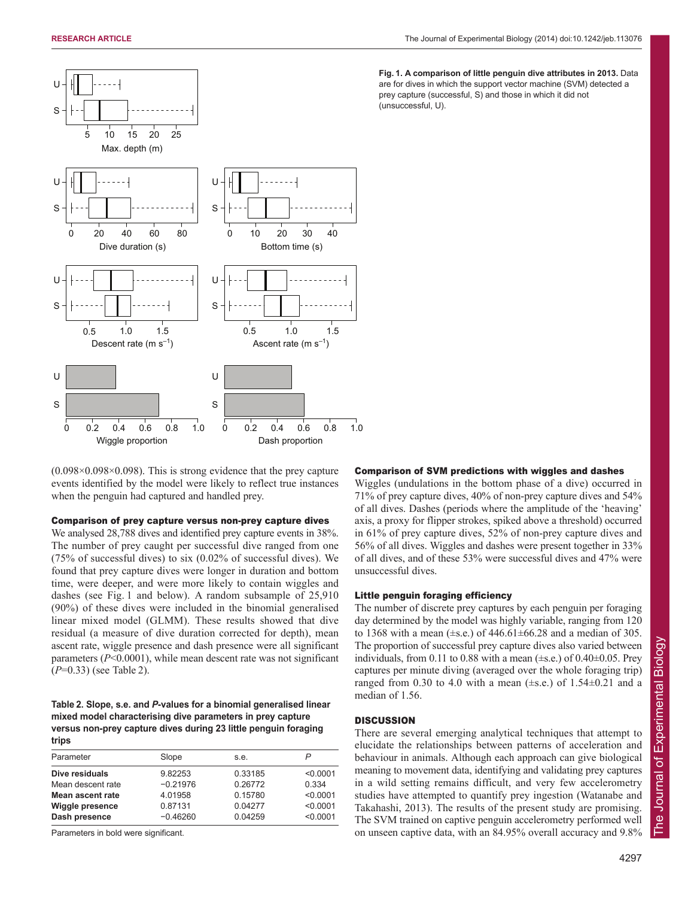**Fig. 1. A comparison of little penguin dive attributes in 2013.** Data are for dives in which the support vector machine (SVM) detected a prey capture (successful, S) and those in which it did not (unsuccessful, U).

(0.098×0.098×0.098). This is strong evidence that the prey capture events identified by the model were likely to reflect true instances when the penguin had captured and handled prey.

### Comparison of prey capture versus non-prey capture dives

We analysed 28,788 dives and identified prey capture events in 38%. The number of prey caught per successful dive ranged from one (75% of successful dives) to six (0.02% of successful dives). We found that prey capture dives were longer in duration and bottom time, were deeper, and were more likely to contain wiggles and dashes (see Fig. 1 and below). A random subsample of 25,910 (90%) of these dives were included in the binomial generalised linear mixed model (GLMM). These results showed that dive residual (a measure of dive duration corrected for depth), mean ascent rate, wiggle presence and dash presence were all significant parameters ($P$<0.0001), while mean descent rate was not significant ($P$=0.33) (see Table 2).

**Table 2. Slope, s.e. and $P$-values for a binomial generalised linear mixed model characterising dive parameters in prey capture versus non-prey capture dives during 23 little penguin foraging trips**

| Parameter | Slope | s.e. | $P$ |
|---|---|---|---|
| **Dive residuals** | 9.82253 | 0.33185 | <0.0001 |
| Mean descent rate | −0.21976 | 0.26772 | 0.334 |
| **Mean ascent rate** | 4.01958 | 0.15780 | <0.0001 |
| **Wiggle presence** | 0.87131 | 0.04277 | <0.0001 |
| **Dash presence** | −0.46260 | 0.04259 | <0.0001 |

Parameters in bold were significant.

### Comparison of SVM predictions with wiggles and dashes

Wiggles (undulations in the bottom phase of a dive) occurred in 71% of prey capture dives, 40% of non-prey capture dives and 54% of all dives. Dashes (periods where the amplitude of the 'heaving' axis, a proxy for flipper strokes, spiked above a threshold) occurred in 61% of prey capture dives, 52% of non-prey capture dives and 56% of all dives. Wiggles and dashes were present together in 33% of all dives, and of these 53% were successful dives and 47% were unsuccessful dives.

### Little penguin foraging efficiency

The number of discrete prey captures by each penguin per foraging day determined by the model was highly variable, ranging from 120 to 1368 with a mean (±s.e.) of 446.61±66.28 and a median of 305. The proportion of successful prey capture dives also varied between individuals, from 0.11 to 0.88 with a mean (±s.e.) of 0.40±0.05. Prey captures per minute diving (averaged over the whole foraging trip) ranged from 0.30 to 4.0 with a mean (±s.e.) of 1.54±0.21 and a median of 1.56.

## DISCUSSION

There are several emerging analytical techniques that attempt to elucidate the relationships between patterns of acceleration and behaviour in animals. Although each approach can give biological meaning to movement data, identifying and validating prey captures in a wild setting remains difficult, and very few accelerometry studies have attempted to quantify prey ingestion (Watanabe and Takahashi, 2013). The results of the present study are promising. The SVM trained on captive penguin accelerometry performed well on unseen captive data, with an 84.95% overall accuracy and 9.8%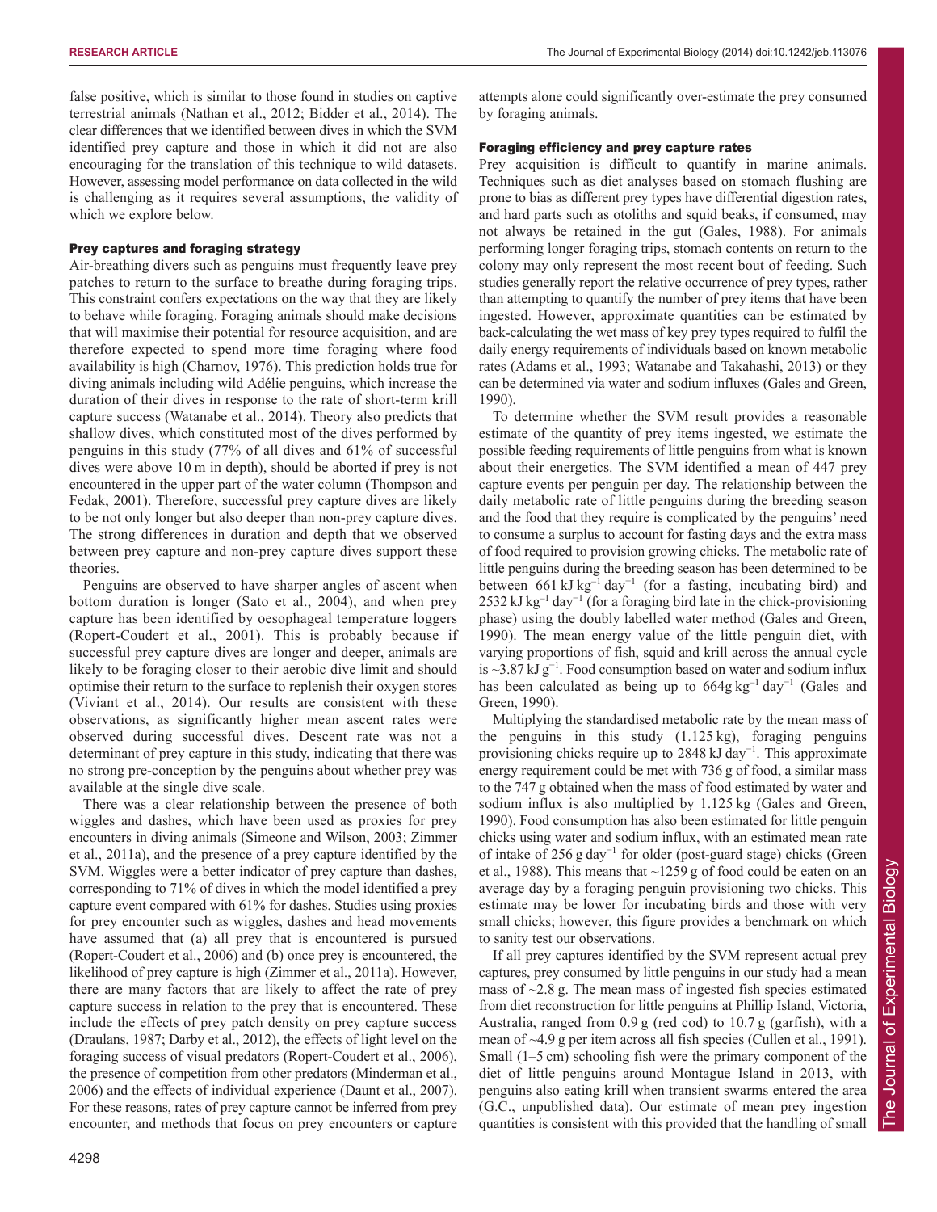false positive, which is similar to those found in studies on captive terrestrial animals (Nathan et al., 2012; Bidder et al., 2014). The clear differences that we identified between dives in which the SVM identified prey capture and those in which it did not are also encouraging for the translation of this technique to wild datasets. However, assessing model performance on data collected in the wild is challenging as it requires several assumptions, the validity of which we explore below.

### Prey captures and foraging strategy

Air-breathing divers such as penguins must frequently leave prey patches to return to the surface to breathe during foraging trips. This constraint confers expectations on the way that they are likely to behave while foraging. Foraging animals should make decisions that will maximise their potential for resource acquisition, and are therefore expected to spend more time foraging where food availability is high (Charnov, 1976). This prediction holds true for diving animals including wild Adélie penguins, which increase the duration of their dives in response to the rate of short-term krill capture success (Watanabe et al., 2014). Theory also predicts that shallow dives, which constituted most of the dives performed by penguins in this study (77% of all dives and 61% of successful dives were above 10 m in depth), should be aborted if prey is not encountered in the upper part of the water column (Thompson and Fedak, 2001). Therefore, successful prey capture dives are likely to be not only longer but also deeper than non-prey capture dives. The strong differences in duration and depth that we observed between prey capture and non-prey capture dives support these theories.

Penguins are observed to have sharper angles of ascent when bottom duration is longer (Sato et al., 2004), and when prey capture has been identified by oesophageal temperature loggers (Ropert-Coudert et al., 2001). This is probably because if successful prey capture dives are longer and deeper, animals are likely to be foraging closer to their aerobic dive limit and should optimise their return to the surface to replenish their oxygen stores (Viviant et al., 2014). Our results are consistent with these observations, as significantly higher mean ascent rates were observed during successful dives. Descent rate was not a determinant of prey capture in this study, indicating that there was no strong pre-conception by the penguins about whether prey was available at the single dive scale.

There was a clear relationship between the presence of both wiggles and dashes, which have been used as proxies for prey encounters in diving animals (Simeone and Wilson, 2003; Zimmer et al., 2011a), and the presence of a prey capture identified by the SVM. Wiggles were a better indicator of prey capture than dashes, corresponding to 71% of dives in which the model identified a prey capture event compared with 61% for dashes. Studies using proxies for prey encounter such as wiggles, dashes and head movements have assumed that (a) all prey that is encountered is pursued (Ropert-Coudert et al., 2006) and (b) once prey is encountered, the likelihood of prey capture is high (Zimmer et al., 2011a). However, there are many factors that are likely to affect the rate of prey capture success in relation to the prey that is encountered. These include the effects of prey patch density on prey capture success (Draulans, 1987; Darby et al., 2012), the effects of light level on the foraging success of visual predators (Ropert-Coudert et al., 2006), the presence of competition from other predators (Minderman et al., 2006) and the effects of individual experience (Daunt et al., 2007). For these reasons, rates of prey capture cannot be inferred from prey encounter, and methods that focus on prey encounters or capture attempts alone could significantly over-estimate the prey consumed by foraging animals.

### Foraging efficiency and prey capture rates

Prey acquisition is difficult to quantify in marine animals. Techniques such as diet analyses based on stomach flushing are prone to bias as different prey types have differential digestion rates, and hard parts such as otoliths and squid beaks, if consumed, may not always be retained in the gut (Gales, 1988). For animals performing longer foraging trips, stomach contents on return to the colony may only represent the most recent bout of feeding. Such studies generally report the relative occurrence of prey types, rather than attempting to quantify the number of prey items that have been ingested. However, approximate quantities can be estimated by back-calculating the wet mass of key prey types required to fulfil the daily energy requirements of individuals based on known metabolic rates (Adams et al., 1993; Watanabe and Takahashi, 2013) or they can be determined via water and sodium influxes (Gales and Green, 1990).

To determine whether the SVM result provides a reasonable estimate of the quantity of prey items ingested, we estimate the possible feeding requirements of little penguins from what is known about their energetics. The SVM identified a mean of 447 prey capture events per penguin per day. The relationship between the daily metabolic rate of little penguins during the breeding season and the food that they require is complicated by the penguins' need to consume a surplus to account for fasting days and the extra mass of food required to provision growing chicks. The metabolic rate of little penguins during the breeding season has been determined to be between 661 kJ $kg^{-1}$ $day^{-1}$ (for a fasting, incubating bird) and 2532 kJ $kg^{-1}$ $day^{-1}$ (for a foraging bird late in the chick-provisioning phase) using the doubly labelled water method (Gales and Green, 1990). The mean energy value of the little penguin diet, with varying proportions of fish, squid and krill across the annual cycle is ~3.87 kJ $g^{-1}$. Food consumption based on water and sodium influx has been calculated as being up to 664 g $kg^{-1}$ $day^{-1}$ (Gales and Green, 1990).

Multiplying the standardised metabolic rate by the mean mass of the penguins in this study (1.125 kg), foraging penguins provisioning chicks require up to 2848 kJ $day^{-1}$. This approximate energy requirement could be met with 736 g of food, a similar mass to the 747 g obtained when the mass of food estimated by water and sodium influx is also multiplied by 1.125 kg (Gales and Green, 1990). Food consumption has also been estimated for little penguin chicks using water and sodium influx, with an estimated mean rate of intake of 256 g $day^{-1}$ for older (post-guard stage) chicks (Green et al., 1988). This means that ~1259 g of food could be eaten on an average day by a foraging penguin provisioning two chicks. This estimate may be lower for incubating birds and those with very small chicks; however, this figure provides a benchmark on which to sanity test our observations.

If all prey captures identified by the SVM represent actual prey captures, prey consumed by little penguins in our study had a mean mass of ~2.8 g. The mean mass of ingested fish species estimated from diet reconstruction for little penguins at Phillip Island, Victoria, Australia, ranged from 0.9 g (red cod) to 10.7 g (garfish), with a mean of ~4.9 g per item across all fish species (Cullen et al., 1991). Small (1–5 cm) schooling fish were the primary component of the diet of little penguins around Montague Island in 2013, with penguins also eating krill when transient swarms entered the area (G.C., unpublished data). Our estimate of mean prey ingestion quantities is consistent with this provided that the handling of small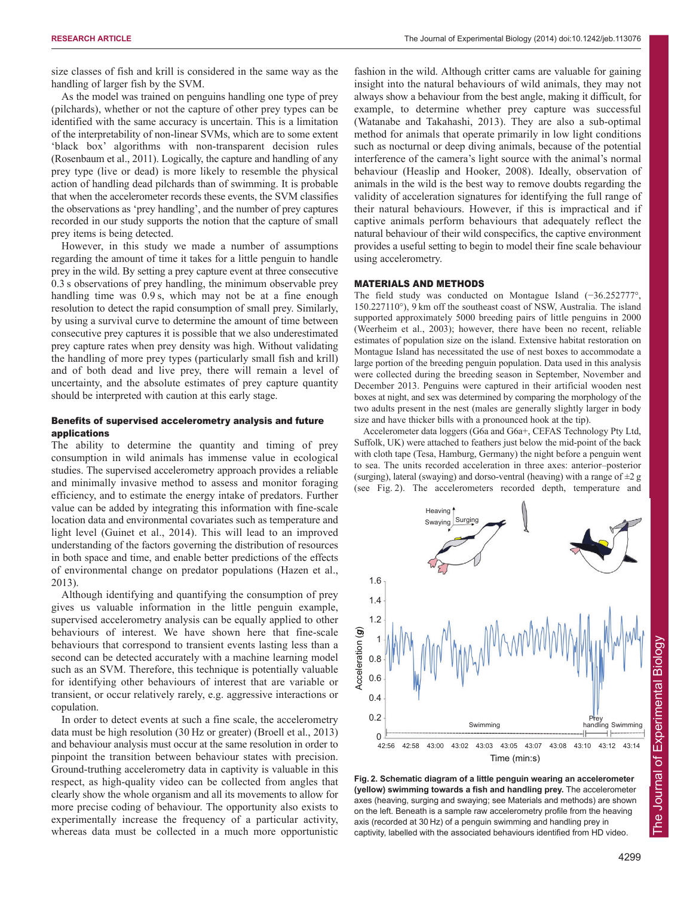size classes of fish and krill is considered in the same way as the handling of larger fish by the SVM.

As the model was trained on penguins handling one type of prey (pilchards), whether or not the capture of other prey types can be identified with the same accuracy is uncertain. This is a limitation of the interpretability of non-linear SVMs, which are to some extent 'black box' algorithms with non-transparent decision rules (Rosenbaum et al., 2011). Logically, the capture and handling of any prey type (live or dead) is more likely to resemble the physical action of handling dead pilchards than of swimming. It is probable that when the accelerometer records these events, the SVM classifies the observations as 'prey handling', and the number of prey captures recorded in our study supports the notion that the capture of small prey items is being detected.

However, in this study we made a number of assumptions regarding the amount of time it takes for a little penguin to handle prey in the wild. By setting a prey capture event at three consecutive 0.3 s observations of prey handling, the minimum observable prey handling time was 0.9 s, which may not be at a fine enough resolution to detect the rapid consumption of small prey. Similarly, by using a survival curve to determine the amount of time between consecutive prey captures it is possible that we also underestimated prey capture rates when prey density was high. Without validating the handling of more prey types (particularly small fish and krill) and of both dead and live prey, there will remain a level of uncertainty, and the absolute estimates of prey capture quantity should be interpreted with caution at this early stage.

### Benefits of supervised accelerometry analysis and future applications

The ability to determine the quantity and timing of prey consumption in wild animals has immense value in ecological studies. The supervised accelerometry approach provides a reliable and minimally invasive method to assess and monitor foraging efficiency, and to estimate the energy intake of predators. Further value can be added by integrating this information with fine-scale location data and environmental covariates such as temperature and light level (Guinet et al., 2014). This will lead to an improved understanding of the factors governing the distribution of resources in both space and time, and enable better predictions of the effects of environmental change on predator populations (Hazen et al., 2013).

Although identifying and quantifying the consumption of prey gives us valuable information in the little penguin example, supervised accelerometry analysis can be equally applied to other behaviours of interest. We have shown here that fine-scale behaviours that correspond to transient events lasting less than a second can be detected accurately with a machine learning model such as an SVM. Therefore, this technique is potentially valuable for identifying other behaviours of interest that are variable or transient, or occur relatively rarely, e.g. aggressive interactions or copulation.

In order to detect events at such a fine scale, the accelerometry data must be high resolution (30 Hz or greater) (Broell et al., 2013) and behaviour analysis must occur at the same resolution in order to pinpoint the transition between behaviour states with precision. Ground-truthing accelerometry data in captivity is valuable in this respect, as high-quality video can be collected from angles that clearly show the whole organism and all its movements to allow for more precise coding of behaviour. The opportunity also exists to experimentally increase the frequency of a particular activity, whereas data must be collected in a much more opportunistic fashion in the wild. Although critter cams are valuable for gaining insight into the natural behaviours of wild animals, they may not always show a behaviour from the best angle, making it difficult, for example, to determine whether prey capture was successful (Watanabe and Takahashi, 2013). They are also a sub-optimal method for animals that operate primarily in low light conditions such as nocturnal or deep diving animals, because of the potential interference of the camera's light source with the animal's normal behaviour (Heaslip and Hooker, 2008). Ideally, observation of animals in the wild is the best way to remove doubts regarding the validity of acceleration signatures for identifying the full range of their natural behaviours. However, if this is impractical and if captive animals perform behaviours that adequately reflect the natural behaviour of their wild conspecifics, the captive environment provides a useful setting to begin to model their fine scale behaviour using accelerometry.

## MATERIALS AND METHODS

The field study was conducted on Montague Island (−36.252777°, 150.227110°), 9 km off the southeast coast of NSW, Australia. The island supported approximately 5000 breeding pairs of little penguins in 2000 (Weerheim et al., 2003); however, there have been no recent, reliable estimates of population size on the island. Extensive habitat restoration on Montague Island has necessitated the use of nest boxes to accommodate a large portion of the breeding penguin population. Data used in this analysis were collected during the breeding season in September, November and December 2013. Penguins were captured in their artificial wooden nest boxes at night, and sex was determined by comparing the morphology of the two adults present in the nest (males are generally slightly larger in body size and have thicker bills with a pronounced hook at the tip).

Accelerometer data loggers (G6a and G6a+, CEFAS Technology Pty Ltd, Suffolk, UK) were attached to feathers just below the mid-point of the back with cloth tape (Tesa, Hamburg, Germany) the night before a penguin went to sea. The units recorded acceleration in three axes: anterior–posterior (surging), lateral (swaying) and dorso-ventral (heaving) with a range of ±2 *g* (see Fig. 2). The accelerometers recorded depth, temperature and

**Fig. 2. Schematic diagram of a little penguin wearing an accelerometer (yellow) swimming towards a fish and handling prey.** The accelerometer axes (heaving, surging and swaying; see Materials and methods) are shown on the left. Beneath is a sample raw accelerometry profile from the heaving axis (recorded at 30 Hz) of a penguin swimming and handling prey in captivity, labelled with the associated behaviours identified from HD video.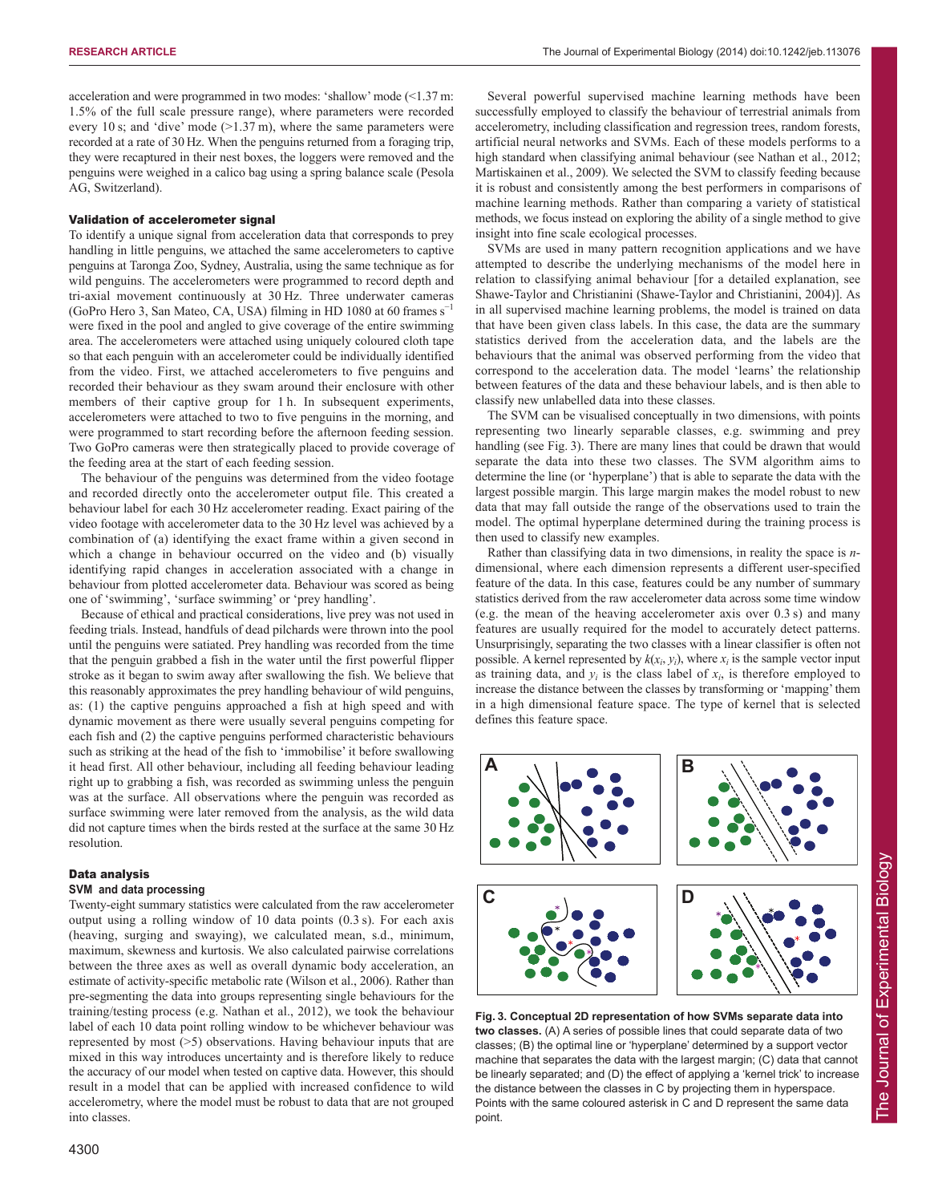acceleration and were programmed in two modes: 'shallow' mode (<1.37 m: 1.5% of the full scale pressure range), where parameters were recorded every 10 s; and 'dive' mode (>1.37 m), where the same parameters were recorded at a rate of 30 Hz. When the penguins returned from a foraging trip, they were recaptured in their nest boxes, the loggers were removed and the penguins were weighed in a calico bag using a spring balance scale (Pesola AG, Switzerland).

### Validation of accelerometer signal

To identify a unique signal from acceleration data that corresponds to prey handling in little penguins, we attached the same accelerometers to captive penguins at Taronga Zoo, Sydney, Australia, using the same technique as for wild penguins. The accelerometers were programmed to record depth and tri-axial movement continuously at 30 Hz. Three underwater cameras (GoPro Hero 3, San Mateo, CA, USA) filming in HD 1080 at 60 frames $s^{-1}$ were fixed in the pool and angled to give coverage of the entire swimming area. The accelerometers were attached using uniquely coloured cloth tape so that each penguin with an accelerometer could be individually identified from the video. First, we attached accelerometers to five penguins and recorded their behaviour as they swam around their enclosure with other members of their captive group for 1 h. In subsequent experiments, accelerometers were attached to two to five penguins in the morning, and were programmed to start recording before the afternoon feeding session. Two GoPro cameras were then strategically placed to provide coverage of the feeding area at the start of each feeding session.

The behaviour of the penguins was determined from the video footage and recorded directly onto the accelerometer output file. This created a behaviour label for each 30 Hz accelerometer reading. Exact pairing of the video footage with accelerometer data to the 30 Hz level was achieved by a combination of (a) identifying the exact frame within a given second in which a change in behaviour occurred on the video and (b) visually identifying rapid changes in acceleration associated with a change in behaviour from plotted accelerometer data. Behaviour was scored as being one of 'swimming', 'surface swimming' or 'prey handling'.

Because of ethical and practical considerations, live prey was not used in feeding trials. Instead, handfuls of dead pilchards were thrown into the pool until the penguins were satiated. Prey handling was recorded from the time that the penguin grabbed a fish in the water until the first powerful flipper stroke as it began to swim away after swallowing the fish. We believe that this reasonably approximates the prey handling behaviour of wild penguins, as: (1) the captive penguins approached a fish at high speed and with dynamic movement as there were usually several penguins competing for each fish and (2) the captive penguins performed characteristic behaviours such as striking at the head of the fish to 'immobilise' it before swallowing it head first. All other behaviour, including all feeding behaviour leading right up to grabbing a fish, was recorded as swimming unless the penguin was at the surface. All observations where the penguin was recorded as surface swimming were later removed from the analysis, as the wild data did not capture times when the birds rested at the surface at the same 30 Hz resolution.

### Data analysis

#### SVM and data processing

Twenty-eight summary statistics were calculated from the raw accelerometer output using a rolling window of 10 data points (0.3 s). For each axis (heaving, surging and swaying), we calculated mean, s.d., minimum, maximum, skewness and kurtosis. We also calculated pairwise correlations between the three axes as well as overall dynamic body acceleration, an estimate of activity-specific metabolic rate (Wilson et al., 2006). Rather than pre-segmenting the data into groups representing single behaviours for the training/testing process (e.g. Nathan et al., 2012), we took the behaviour label of each 10 data point rolling window to be whichever behaviour was represented by most (>5) observations. Having behaviour inputs that are mixed in this way introduces uncertainty and is therefore likely to reduce the accuracy of our model when tested on captive data. However, this should result in a model that can be applied with increased confidence to wild accelerometry, where the model must be robust to data that are not grouped into classes.

Several powerful supervised machine learning methods have been successfully employed to classify the behaviour of terrestrial animals from accelerometry, including classification and regression trees, random forests, artificial neural networks and SVMs. Each of these models performs to a high standard when classifying animal behaviour (see Nathan et al., 2012; Martiskainen et al., 2009). We selected the SVM to classify feeding because it is robust and consistently among the best performers in comparisons of machine learning methods. Rather than comparing a variety of statistical methods, we focus instead on exploring the ability of a single method to give insight into fine scale ecological processes.

SVMs are used in many pattern recognition applications and we have attempted to describe the underlying mechanisms of the model here in relation to classifying animal behaviour [for a detailed explanation, see Shawe-Taylor and Christianini (Shawe-Taylor and Christianini, 2004)]. As in all supervised machine learning problems, the model is trained on data that have been given class labels. In this case, the data are the summary statistics derived from the acceleration data, and the labels are the behaviours that the animal was observed performing from the video that correspond to the acceleration data. The model 'learns' the relationship between features of the data and these behaviour labels, and is then able to classify new unlabelled data into these classes.

The SVM can be visualised conceptually in two dimensions, with points representing two linearly separable classes, e.g. swimming and prey handling (see Fig. 3). There are many lines that could be drawn that would separate the data into these two classes. The SVM algorithm aims to determine the line (or 'hyperplane') that is able to separate the data with the largest possible margin. This large margin makes the model robust to new data that may fall outside the range of the observations used to train the model. The optimal hyperplane determined during the training process is then used to classify new examples.

Rather than classifying data in two dimensions, in reality the space is $n$-dimensional, where each dimension represents a different user-specified feature of the data. In this case, features could be any number of summary statistics derived from the raw accelerometer data across some time window (e.g. the mean of the heaving accelerometer axis over 0.3 s) and many features are usually required for the model to accurately detect patterns. Unsurprisingly, separating the two classes with a linear classifier is often not possible. A kernel represented by $k(x_i, y_i)$, where $x_i$ is the sample vector input as training data, and $y_i$ is the class label of $x_i$, is therefore employed to increase the distance between the classes by transforming or 'mapping' them in a high dimensional feature space. The type of kernel that is selected defines this feature space.

**Fig. 3. Conceptual 2D representation of how SVMs separate data into two classes.** (A) A series of possible lines that could separate data of two classes; (B) the optimal line or 'hyperplane' determined by a support vector machine that separates the data with the largest margin; (C) data that cannot be linearly separated; and (D) the effect of applying a 'kernel trick' to increase the distance between the classes in C by projecting them in hyperspace. Points with the same coloured asterisk in C and D represent the same data point.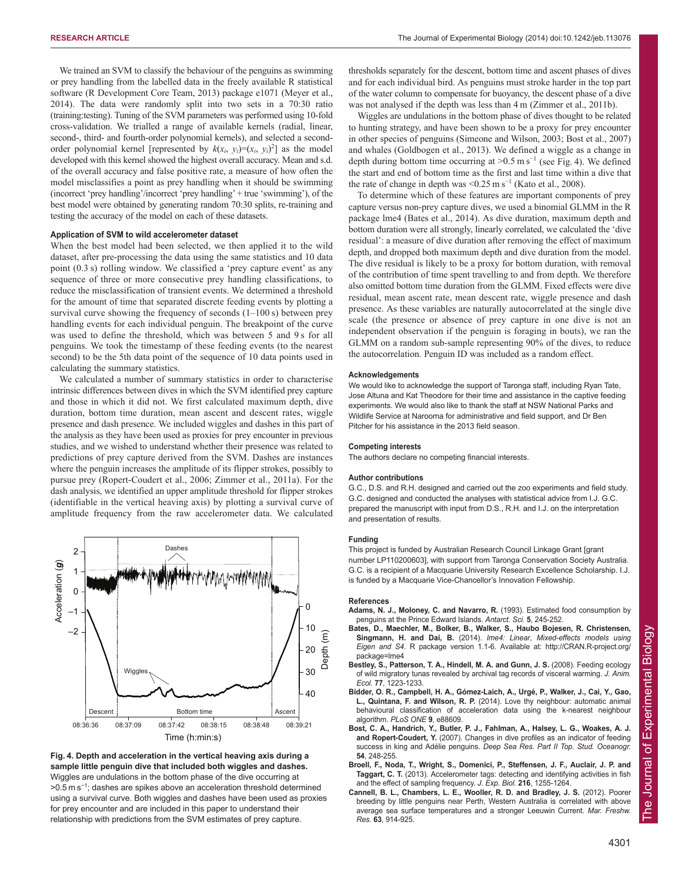We trained an SVM to classify the behaviour of the penguins as swimming or prey handling from the labelled data in the freely available R statistical software (R Development Core Team, 2013) package e1071 (Meyer et al., 2014). The data were randomly split into two sets in a 70:30 ratio (training:testing). Tuning of the SVM parameters was performed using 10-fold cross-validation. We trialled a range of available kernels (radial, linear, second-, third- and fourth-order polynomial kernels), and selected a second-order polynomial kernel [represented by $k(x_i, y_i)=(x_i, y_i)^2$] as the model developed with this kernel showed the highest overall accuracy. Mean and s.d. of the overall accuracy and false positive rate, a measure of how often the model misclassifies a point as prey handling when it should be swimming (incorrect 'prey handling'/incorrect 'prey handling' + true 'swimming'), of the best model were obtained by generating random 70:30 splits, re-training and testing the accuracy of the model on each of these datasets.

### Application of SVM to wild accelerometer dataset

When the best model had been selected, we then applied it to the wild dataset, after pre-processing the data using the same statistics and 10 data point (0.3 s) rolling window. We classified a 'prey capture event' as any sequence of three or more consecutive prey handling classifications, to reduce the misclassification of transient events. We determined a threshold for the amount of time that separated discrete feeding events by plotting a survival curve showing the frequency of seconds (1–100 s) between prey handling events for each individual penguin. The breakpoint of the curve was used to define the threshold, which was between 5 and 9 s for all penguins. We took the timestamp of these feeding events (to the nearest second) to be the 5th data point of the sequence of 10 data points used in calculating the summary statistics.

We calculated a number of summary statistics in order to characterise intrinsic differences between dives in which the SVM identified prey capture and those in which it did not. We first calculated maximum depth, dive duration, bottom time duration, mean ascent and descent rates, wiggle presence and dash presence. We included wiggles and dashes in this part of the analysis as they have been used as proxies for prey encounter in previous studies, and we wished to understand whether their presence was related to predictions of prey capture derived from the SVM. Dashes are instances where the penguin increases the amplitude of its flipper strokes, possibly to pursue prey (Ropert-Coudert et al., 2006; Zimmer et al., 2011a). For the dash analysis, we identified an upper amplitude threshold for flipper strokes (identifiable in the vertical heaving axis) by plotting a survival curve of amplitude frequency from the raw accelerometer data. We calculated thresholds separately for the descent, bottom time and ascent phases of dives and for each individual bird. As penguins must stroke harder in the top part of the water column to compensate for buoyancy, the descent phase of a dive was not analysed if the depth was less than 4 m (Zimmer et al., 2011b).

Wiggles are undulations in the bottom phase of dives thought to be related to hunting strategy, and have been shown to be a proxy for prey encounter in other species of penguins (Simeone and Wilson, 2003; Bost et al., 2007) and whales (Goldbogen et al., 2013). We defined a wiggle as a change in depth during bottom time occurring at >0.5 m s$^{-1}$ (see Fig. 4). We defined the start and end of bottom time as the first and last time within a dive that the rate of change in depth was <0.25 m s$^{-1}$ (Kato et al., 2008).

To determine which of these features are important components of prey capture versus non-prey capture dives, we used a binomial GLMM in the R package lme4 (Bates et al., 2014). As dive duration, maximum depth and bottom duration were all strongly, linearly correlated, we calculated the 'dive residual': a measure of dive duration after removing the effect of maximum depth, and dropped both maximum depth and dive duration from the model. The dive residual is likely to be a proxy for bottom duration, with removal of the contribution of time spent travelling to and from depth. We therefore also omitted bottom time duration from the GLMM. Fixed effects were dive residual, mean ascent rate, mean descent rate, wiggle presence and dash presence. As these variables are naturally autocorrelated at the single dive scale (the presence or absence of prey capture in one dive is not an independent observation if the penguin is foraging in bouts), we ran the GLMM on a random sub-sample representing 90% of the dives, to reduce the autocorrelation. Penguin ID was included as a random effect.

**Fig. 4. Depth and acceleration in the vertical heaving axis during a sample little penguin dive that included both wiggles and dashes.** Wiggles are undulations in the bottom phase of the dive occurring at >0.5 m s$^{-1}$; dashes are spikes above an acceleration threshold determined using a survival curve. Both wiggles and dashes have been used as proxies for prey encounter and are included in this paper to understand their relationship with predictions from the SVM estimates of prey capture.

### Acknowledgements

We would like to acknowledge the support of Taronga staff, including Ryan Tate, Jose Altuna and Kat Theodore for their time and assistance in the captive feeding experiments. We would also like to thank the staff at NSW National Parks and Wildlife Service at Narooma for administrative and field support, and Dr Ben Pitcher for his assistance in the 2013 field season.

### Competing interests

The authors declare no competing financial interests.

### Author contributions

G.C., D.S. and R.H. designed and carried out the zoo experiments and field study. G.C. designed and conducted the analyses with statistical advice from I.J. G.C. prepared the manuscript with input from D.S., R.H. and I.J. on the interpretation and presentation of results.

### Funding

This project is funded by Australian Research Council Linkage Grant [grant number LP110200603], with support from Taronga Conservation Society Australia. G.C. is a recipient of a Macquarie University Research Excellence Scholarship. I.J. is funded by a Macquarie Vice-Chancellor's Innovation Fellowship.

### References

**Adams, N. J., Moloney, C. and Navarro, R.** (1993). Estimated food consumption by penguins at the Prince Edward Islands. *Antarct. Sci.* **5**, 245-252.

**Bates, D., Maechler, M., Bolker, B., Walker, S., Haubo Bojesen, R. Christensen, Singmann, H. and Dai, B.** (2014). *lme4: Linear, Mixed-effects models using Eigen and S4*. R package version 1.1-6. Available at: http://CRAN.R-project.org/package=lme4

**Bestley, S., Patterson, T. A., Hindell, M. A. and Gunn, J. S.** (2008). Feeding ecology of wild migratory tunas revealed by archival tag records of visceral warming. *J. Anim. Ecol.* **77**, 1223-1233.

**Bidder, O. R., Campbell, H. A., Gómez-Laich, A., Urgé, P., Walker, J., Cai, Y., Gao, L., Quintana, F. and Wilson, R. P.** (2014). Love thy neighbour: automatic animal behavioural classification of acceleration data using the k-nearest neighbour algorithm. *PLoS ONE* **9**, e88609.

**Bost, C. A., Handrich, Y., Butler, P. J., Fahlman, A., Halsey, L. G., Woakes, A. J. and Ropert-Coudert, Y.** (2007). Changes in dive profiles as an indicator of feeding success in king and Adélie penguins. *Deep Sea Res. Part II Top. Stud. Oceanogr.* **54**, 248-255.

**Broell, F., Noda, T., Wright, S., Domenici, P., Steffensen, J. F., Auclair, J. P. and Taggart, C. T.** (2013). Accelerometer tags: detecting and identifying activities in fish and the effect of sampling frequency. *J. Exp. Biol.* **216**, 1255-1264.

**Cannell, B. L., Chambers, L. E., Wooller, R. D. and Bradley, J. S.** (2012). Poorer breeding by little penguins near Perth, Western Australia is correlated with above average sea surface temperatures and a stronger Leeuwin Current. *Mar. Freshw. Res.* **63**, 914-925.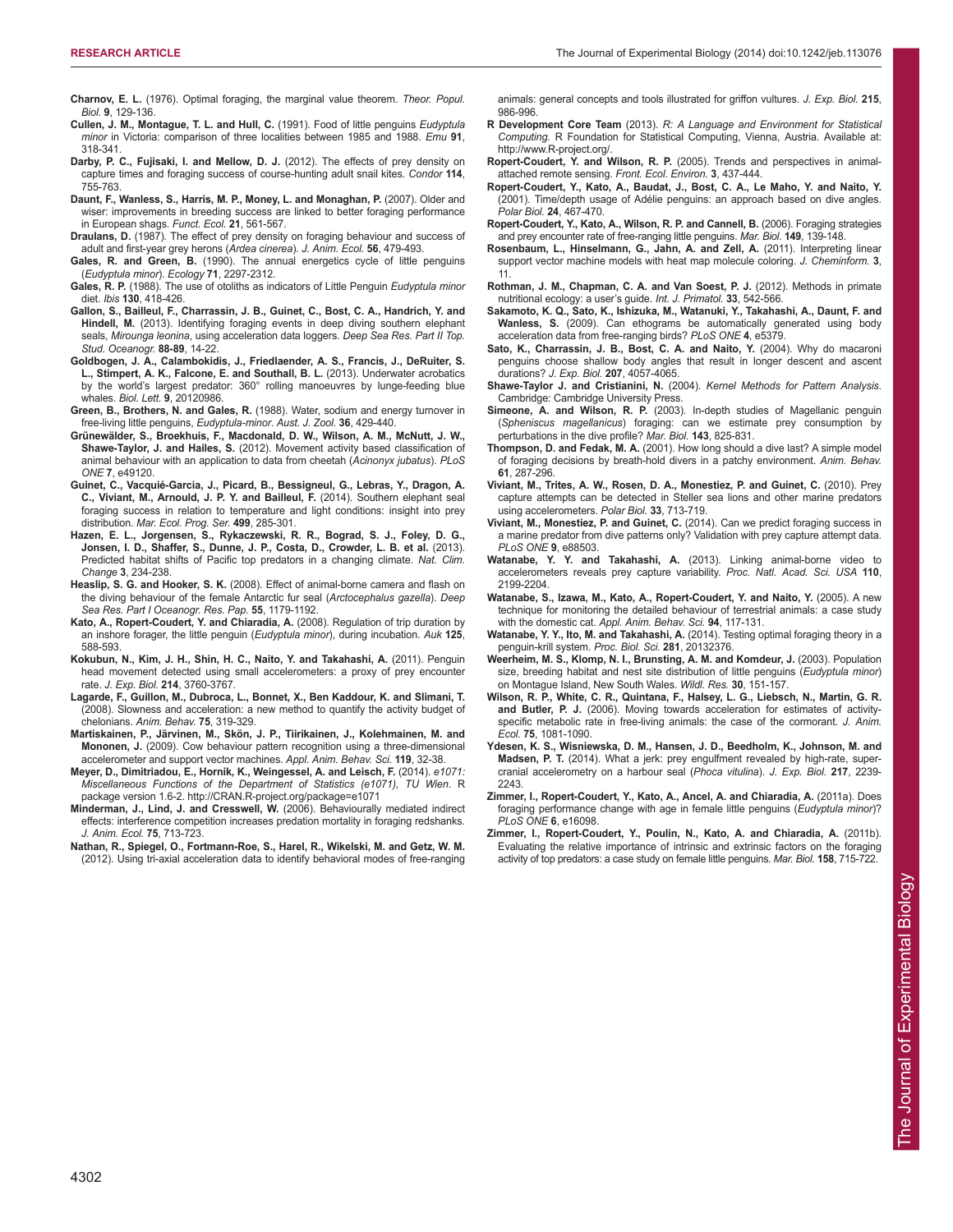**Charnov, E. L.** (1976). Optimal foraging, the marginal value theorem. *Theor. Popul. Biol.* **9**, 129-136.

**Cullen, J. M., Montague, T. L. and Hull, C.** (1991). Food of little penguins *Eudyptula minor* in Victoria: comparison of three localities between 1985 and 1988. *Emu* **91**, 318-341.

**Darby, P. C., Fujisaki, I. and Mellow, D. J.** (2012). The effects of prey density on capture times and foraging success of course-hunting adult snail kites. *Condor* **114**, 755-763.

**Daunt, F., Wanless, S., Harris, M. P., Money, L. and Monaghan, P.** (2007). Older and wiser: improvements in breeding success are linked to better foraging performance in European shags. *Funct. Ecol.* **21**, 561-567.

**Draulans, D.** (1987). The effect of prey density on foraging behaviour and success of adult and first-year grey herons (*Ardea cinerea*). *J. Anim. Ecol.* **56**, 479-493.

**Gales, R. and Green, B.** (1990). The annual energetics cycle of little penguins (*Eudyptula minor*). *Ecology* **71**, 2297-2312.

**Gales, R. P.** (1988). The use of otoliths as indicators of Little Penguin *Eudyptula minor* diet. *Ibis* **130**, 418-426.

**Gallon, S., Bailleul, F., Charrassin, J. B., Guinet, C., Bost, C. A., Handrich, Y. and Hindell, M.** (2013). Identifying foraging events in deep diving southern elephant seals, *Mirounga leonina*, using acceleration data loggers. *Deep Sea Res. Part II Top. Stud. Oceanogr.* **88-89**, 14-22.

**Goldbogen, J. A., Calambokidis, J., Friedlaender, A. S., Francis, J., DeRuiter, S. L., Stimpert, A. K., Falcone, E. and Southall, B. L.** (2013). Underwater acrobatics by the world's largest predator: 360° rolling manoeuvres by lunge-feeding blue whales. *Biol. Lett.* **9**, 20120986.

**Green, B., Brothers, N. and Gales, R.** (1988). Water, sodium and energy turnover in free-living little penguins, *Eudyptula-minor*. *Aust. J. Zool.* **36**, 429-440.

**Grünewälder, S., Broekhuis, F., Macdonald, D. W., Wilson, A. M., McNutt, J. W., Shawe-Taylor, J. and Hailes, S.** (2012). Movement activity based classification of animal behaviour with an application to data from cheetah (*Acinonyx jubatus*). *PLoS ONE* **7**, e49120.

**Guinet, C., Vacquié-Garcia, J., Picard, B., Bessigneul, G., Lebras, Y., Dragon, A. C., Viviant, M., Arnould, J. P. Y. and Bailleul, F.** (2014). Southern elephant seal foraging success in relation to temperature and light conditions: insight into prey distribution. *Mar. Ecol. Prog. Ser.* **499**, 285-301.

**Hazen, E. L., Jorgensen, S., Rykaczewski, R. R., Bograd, S. J., Foley, D. G., Jonsen, I. D., Shaffer, S., Dunne, J. P., Costa, D., Crowder, L. B. et al.** (2013). Predicted habitat shifts of Pacific top predators in a changing climate. *Nat. Clim. Change* **3**, 234-238.

**Heaslip, S. G. and Hooker, S. K.** (2008). Effect of animal-borne camera and flash on the diving behaviour of the female Antarctic fur seal (*Arctocephalus gazella*). *Deep Sea Res. Part I Oceanogr. Res. Pap.* **55**, 1179-1192.

**Kato, A., Ropert-Coudert, Y. and Chiaradia, A.** (2008). Regulation of trip duration by an inshore forager, the little penguin (*Eudyptula minor*), during incubation. *Auk* **125**, 588-593.

**Kokubun, N., Kim, J. H., Shin, H. C., Naito, Y. and Takahashi, A.** (2011). Penguin head movement detected using small accelerometers: a proxy of prey encounter rate. *J. Exp. Biol.* **214**, 3760-3767.

**Lagarde, F., Guillon, M., Dubroca, L., Bonnet, X., Ben Kaddour, K. and Slimani, T.** (2008). Slowness and acceleration: a new method to quantify the activity budget of chelonians. *Anim. Behav.* **75**, 319-329.

**Martiskainen, P., Järvinen, M., Skön, J. P., Tiirikainen, J., Kolehmainen, M. and Mononen, J.** (2009). Cow behaviour pattern recognition using a three-dimensional accelerometer and support vector machines. *Appl. Anim. Behav. Sci.* **119**, 32-38.

**Meyer, D., Dimitriadou, E., Hornik, K., Weingessel, A. and Leisch, F.** (2014). *e1071: Miscellaneous Functions of the Department of Statistics (e1071), TU Wien*. R package version 1.6-2. http://CRAN.R-project.org/package=e1071

**Minderman, J., Lind, J. and Cresswell, W.** (2006). Behaviourally mediated indirect effects: interference competition increases predation mortality in foraging redshanks. *J. Anim. Ecol.* **75**, 713-723.

**Nathan, R., Spiegel, O., Fortmann-Roe, S., Harel, R., Wikelski, M. and Getz, W. M.** (2012). Using tri-axial acceleration data to identify behavioral modes of free-ranging animals: general concepts and tools illustrated for griffon vultures. *J. Exp. Biol.* **215**, 986-996.

**R Development Core Team** (2013). *R: A Language and Environment for Statistical Computing*. R Foundation for Statistical Computing, Vienna, Austria. Available at: http://www.R-project.org/.

**Ropert-Coudert, Y. and Wilson, R. P.** (2005). Trends and perspectives in animal-attached remote sensing. *Front. Ecol. Environ.* **3**, 437-444.

**Ropert-Coudert, Y., Kato, A., Baudat, J., Bost, C. A., Le Maho, Y. and Naito, Y.** (2001). Time/depth usage of Adélie penguins: an approach based on dive angles. *Polar Biol.* **24**, 467-470.

**Ropert-Coudert, Y., Kato, A., Wilson, R. P. and Cannell, B.** (2006). Foraging strategies and prey encounter rate of free-ranging little penguins. *Mar. Biol.* **149**, 139-148.

**Rosenbaum, L., Hinselmann, G., Jahn, A. and Zell, A.** (2011). Interpreting linear support vector machine models with heat map molecule coloring. *J. Cheminform.* **3**, 11.

**Rothman, J. M., Chapman, C. A. and Van Soest, P. J.** (2012). Methods in primate nutritional ecology: a user's guide. *Int. J. Primatol.* **33**, 542-566.

**Sakamoto, K. Q., Sato, K., Ishizuka, M., Watanuki, Y., Takahashi, A., Daunt, F. and Wanless, S.** (2009). Can ethograms be automatically generated using body acceleration data from free-ranging birds? *PLoS ONE* **4**, e5379.

**Sato, K., Charrassin, J. B., Bost, C. A. and Naito, Y.** (2004). Why do macaroni penguins choose shallow body angles that result in longer descent and ascent durations? *J. Exp. Biol.* **207**, 4057-4065.

**Shawe-Taylor J. and Cristianini, N.** (2004). *Kernel Methods for Pattern Analysis.* Cambridge: Cambridge University Press.

**Simeone, A. and Wilson, R. P.** (2003). In-depth studies of Magellanic penguin (*Spheniscus magellanicus*) foraging: can we estimate prey consumption by perturbations in the dive profile? *Mar. Biol.* **143**, 825-831.

**Thompson, D. and Fedak, M. A.** (2001). How long should a dive last? A simple model of foraging decisions by breath-hold divers in a patchy environment. *Anim. Behav.* **61**, 287-296.

**Viviant, M., Trites, A. W., Rosen, D. A., Monestiez, P. and Guinet, C.** (2010). Prey capture attempts can be detected in Steller sea lions and other marine predators using accelerometers. *Polar Biol.* **33**, 713-719.

**Viviant, M., Monestiez, P. and Guinet, C.** (2014). Can we predict foraging success in a marine predator from dive patterns only? Validation with prey capture attempt data. *PLoS ONE* **9**, e88503.

**Watanabe, Y. Y. and Takahashi, A.** (2013). Linking animal-borne video to accelerometers reveals prey capture variability. *Proc. Natl. Acad. Sci. USA* **110**, 2199-2204.

**Watanabe, S., Izawa, M., Kato, A., Ropert-Coudert, Y. and Naito, Y.** (2005). A new technique for monitoring the detailed behaviour of terrestrial animals: a case study with the domestic cat. *Appl. Anim. Behav. Sci.* **94**, 117-131.

**Watanabe, Y. Y., Ito, M. and Takahashi, A.** (2014). Testing optimal foraging theory in a penguin-krill system. *Proc. Biol. Sci.* **281**, 20132376.

**Weerheim, M. S., Klomp, N. I., Brunsting, A. M. and Komdeur, J.** (2003). Population size, breeding habitat and nest site distribution of little penguins (*Eudyptula minor*) on Montague Island, New South Wales. *Wildl. Res.* **30**, 151-157.

**Wilson, R. P., White, C. R., Quintana, F., Halsey, L. G., Liebsch, N., Martin, G. R. and Butler, P. J.** (2006). Moving towards acceleration for estimates of activity-specific metabolic rate in free-living animals: the case of the cormorant. *J. Anim. Ecol.* **75**, 1081-1090.

**Ydesen, K. S., Wisniewska, D. M., Hansen, J. D., Beedholm, K., Johnson, M. and Madsen, P. T.** (2014). What a jerk: prey engulfment revealed by high-rate, super-cranial accelerometry on a harbour seal (*Phoca vitulina*). *J. Exp. Biol.* **217**, 2239-2243.

**Zimmer, I., Ropert-Coudert, Y., Kato, A., Ancel, A. and Chiaradia, A.** (2011a). Does foraging performance change with age in female little penguins (*Eudyptula minor*)? *PLoS ONE* **6**, e16098.

**Zimmer, I., Ropert-Coudert, Y., Poulin, N., Kato, A. and Chiaradia, A.** (2011b). Evaluating the relative importance of intrinsic and extrinsic factors on the foraging activity of top predators: a case study on female little penguins. *Mar. Biol.* **158**, 715-722.